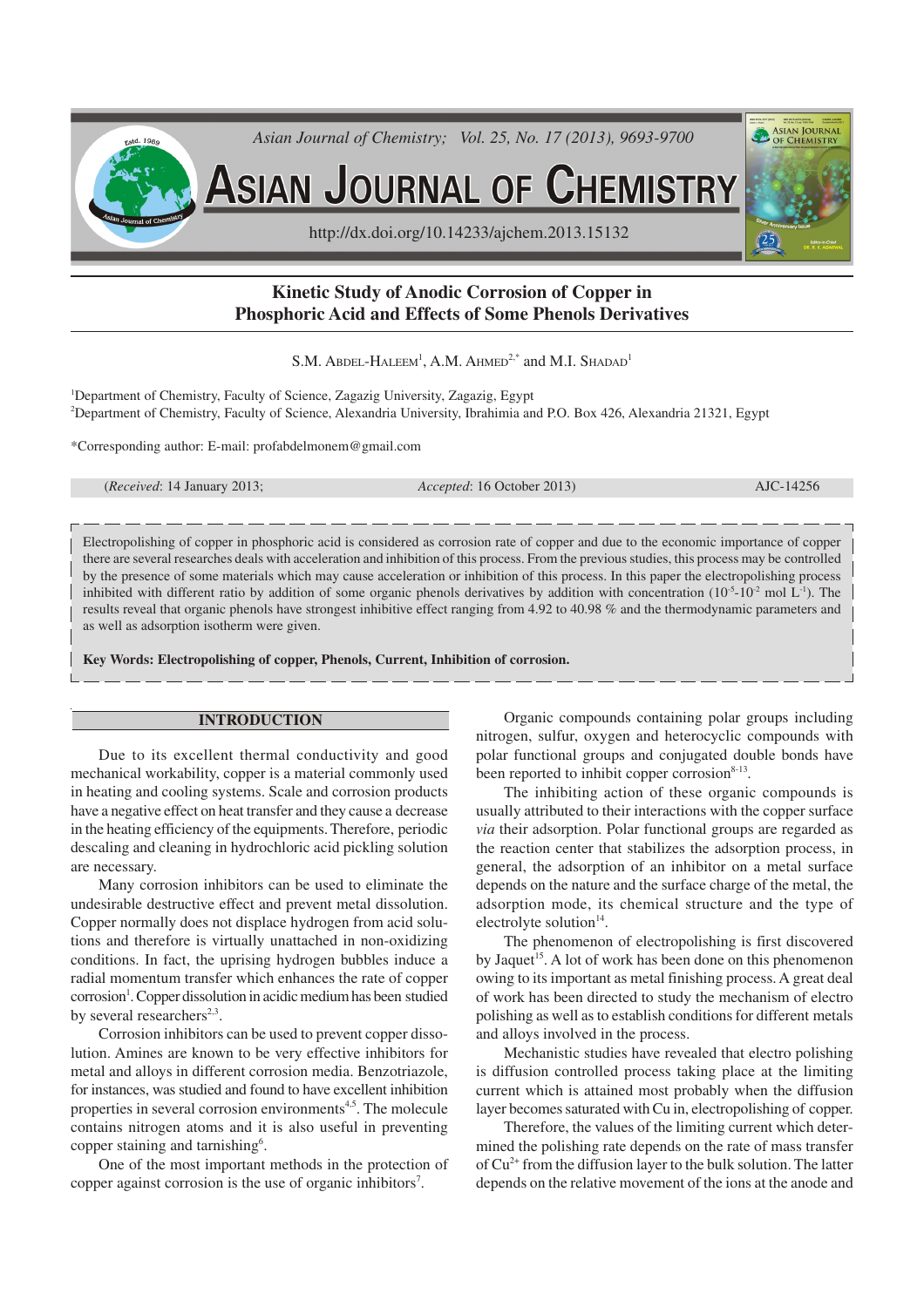# Kinetic Study of Anodic Corrosion of Copper in Phosphoric Acid and Effects of Some Phenols Derivatives

S.M. Abdel-Haleem[1], A.M. Ahmed[2,*] and M.I. Shadad[1]

[1]Department of Chemistry, Faculty of Science, Zagazig University, Zagazig, Egypt

[2]Department of Chemistry, Faculty of Science, Alexandria University, Ibrahimia and P.O. Box 426, Alexandria 21321, Egypt

*Corresponding author: E-mail: profabdelmonem@gmail.com

(*Received*: 14 January 2013; *Accepted*: 16 October 2013) AJC-14256

Electropolishing of copper in phosphoric acid is considered as corrosion rate of copper and due to the economic importance of copper there are several researches deals with acceleration and inhibition of this process. From the previous studies, this process may be controlled by the presence of some materials which may cause acceleration or inhibition of this process. In this paper the electropolishing process inhibited with different ratio by addition of some organic phenols derivatives by addition with concentration ($10^{-5}$-$10^{-2}$ mol $L^{-1}$). The results reveal that organic phenols have strongest inhibitive effect ranging from 4.92 to 40.98 % and the thermodynamic parameters and as well as adsorption isotherm were given.

**Key Words: Electropolishing of copper, Phenols, Current, Inhibition of corrosion.**

## INTRODUCTION

Due to its excellent thermal conductivity and good mechanical workability, copper is a material commonly used in heating and cooling systems. Scale and corrosion products have a negative effect on heat transfer and they cause a decrease in the heating efficiency of the equipments. Therefore, periodic descaling and cleaning in hydrochloric acid pickling solution are necessary.

Many corrosion inhibitors can be used to eliminate the undesirable destructive effect and prevent metal dissolution. Copper normally does not displace hydrogen from acid solutions and therefore is virtually unattached in non-oxidizing conditions. In fact, the uprising hydrogen bubbles induce a radial momentum transfer which enhances the rate of copper corrosion[1]. Copper dissolution in acidic medium has been studied by several researchers[2,3].

Corrosion inhibitors can be used to prevent copper dissolution. Amines are known to be very effective inhibitors for metal and alloys in different corrosion media. Benzotriazole, for instances, was studied and found to have excellent inhibition properties in several corrosion environments[4,5]. The molecule contains nitrogen atoms and it is also useful in preventing copper staining and tarnishing[6].

One of the most important methods in the protection of copper against corrosion is the use of organic inhibitors[7].

Organic compounds containing polar groups including nitrogen, sulfur, oxygen and heterocyclic compounds with polar functional groups and conjugated double bonds have been reported to inhibit copper corrosion[8-13].

The inhibiting action of these organic compounds is usually attributed to their interactions with the copper surface *via* their adsorption. Polar functional groups are regarded as the reaction center that stabilizes the adsorption process, in general, the adsorption of an inhibitor on a metal surface depends on the nature and the surface charge of the metal, the adsorption mode, its chemical structure and the type of electrolyte solution[14].

The phenomenon of electropolishing is first discovered by Jaquet[15]. A lot of work has been done on this phenomenon owing to its important as metal finishing process. A great deal of work has been directed to study the mechanism of electro polishing as well as to establish conditions for different metals and alloys involved in the process.

Mechanistic studies have revealed that electro polishing is diffusion controlled process taking place at the limiting current which is attained most probably when the diffusion layer becomes saturated with Cu in, electropolishing of copper.

Therefore, the values of the limiting current which determined the polishing rate depends on the rate of mass transfer of $Cu^{2+}$ from the diffusion layer to the bulk solution. The latter depends on the relative movement of the ions at the anode and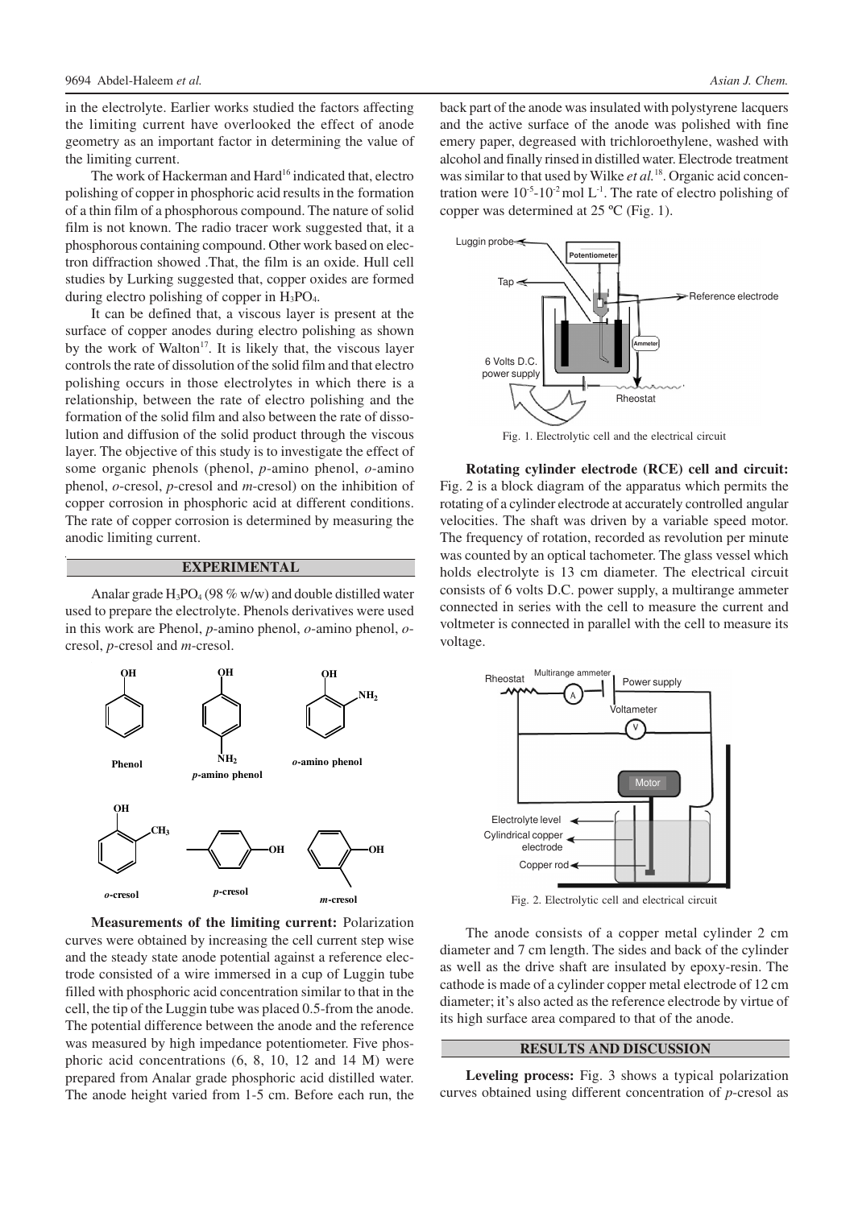in the electrolyte. Earlier works studied the factors affecting the limiting current have overlooked the effect of anode geometry as an important factor in determining the value of the limiting current.

The work of Hackerman and Hard[16] indicated that, electro polishing of copper in phosphoric acid results in the formation of a thin film of a phosphorous compound. The nature of solid film is not known. The radio tracer work suggested that, it a phosphorous containing compound. Other work based on electron diffraction showed .That, the film is an oxide. Hull cell studies by Lurking suggested that, copper oxides are formed during electro polishing of copper in $H_3PO_4$.

It can be defined that, a viscous layer is present at the surface of copper anodes during electro polishing as shown by the work of Walton[17]. It is likely that, the viscous layer controls the rate of dissolution of the solid film and that electro polishing occurs in those electrolytes in which there is a relationship, between the rate of electro polishing and the formation of the solid film and also between the rate of dissolution and diffusion of the solid product through the viscous layer. The objective of this study is to investigate the effect of some organic phenols (phenol, *p*-amino phenol, *o*-amino phenol, *o*-cresol, *p*-cresol and *m*-cresol) on the inhibition of copper corrosion in phosphoric acid at different conditions. The rate of copper corrosion is determined by measuring the anodic limiting current.

## EXPERIMENTAL

Analar grade $H_3PO_4$ (98 % w/w) and double distilled water used to prepare the electrolyte. Phenols derivatives were used in this work are Phenol, *p*-amino phenol, *o*-amino phenol, *o*-cresol, *p*-cresol and *m*-cresol.

Phenol, *p*-amino phenol, *o*-amino phenol, *o*-cresol, *p*-cresol, *m*-cresol

**Measurements of the limiting current:** Polarization curves were obtained by increasing the cell current step wise and the steady state anode potential against a reference electrode consisted of a wire immersed in a cup of Luggin tube filled with phosphoric acid concentration similar to that in the cell, the tip of the Luggin tube was placed 0.5-from the anode. The potential difference between the anode and the reference was measured by high impedance potentiometer. Five phosphoric acid concentrations (6, 8, 10, 12 and 14 M) were prepared from Analar grade phosphoric acid distilled water. The anode height varied from 1-5 cm. Before each run, the back part of the anode was insulated with polystyrene lacquers and the active surface of the anode was polished with fine emery paper, degreased with trichloroethylene, washed with alcohol and finally rinsed in distilled water. Electrode treatment was similar to that used by Wilke *et al.*[18]. Organic acid concentration were $10^{-5}$-$10^{-2}$ mol $L^{-1}$. The rate of electro polishing of copper was determined at 25 ºC (Fig. 1).

Fig. 1. Electrolytic cell and the electrical circuit

**Rotating cylinder electrode (RCE) cell and circuit:** Fig. 2 is a block diagram of the apparatus which permits the rotating of a cylinder electrode at accurately controlled angular velocities. The shaft was driven by a variable speed motor. The frequency of rotation, recorded as revolution per minute was counted by an optical tachometer. The glass vessel which holds electrolyte is 13 cm diameter. The electrical circuit consists of 6 volts D.C. power supply, a multirange ammeter connected in series with the cell to measure the current and voltmeter is connected in parallel with the cell to measure its voltage.

Fig. 2. Electrolytic cell and electrical circuit

The anode consists of a copper metal cylinder 2 cm diameter and 7 cm length. The sides and back of the cylinder as well as the drive shaft are insulated by epoxy-resin. The cathode is made of a cylinder copper metal electrode of 12 cm diameter; it's also acted as the reference electrode by virtue of its high surface area compared to that of the anode.

## RESULTS AND DISCUSSION

**Leveling process:** Fig. 3 shows a typical polarization curves obtained using different concentration of *p*-cresol as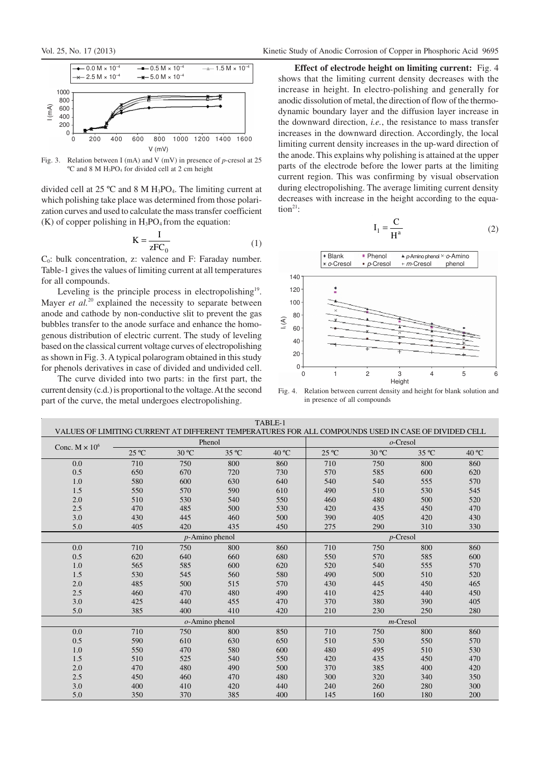Fig. 3. Relation between I (mA) and V (mV) in presence of *p*-cresol at 25 ºC and 8 M $H_3PO_4$ for divided cell at 2 cm height

divided cell at 25 ºC and 8 M $H_3PO_4$. The limiting current at which polishing take place was determined from those polarization curves and used to calculate the mass transfer coefficient (K) of copper polishing in $H_3PO_4$ from the equation:

$$K = \frac{I}{zFC_0} \tag{1}$$

$C_0$: bulk concentration, z: valence and F: Faraday number. Table-1 gives the values of limiting current at all temperatures for all compounds.

Leveling is the principle process in electropolishing[19]. Mayer *et al.*[20] explained the necessity to separate between anode and cathode by non-conductive slit to prevent the gas bubbles transfer to the anode surface and enhance the homogenous distribution of electric current. The study of leveling based on the classical current voltage curves of electropolishing as shown in Fig. 3. A typical polarogram obtained in this study for phenols derivatives in case of divided and undivided cell.

The curve divided into two parts: in the first part, the current density (c.d.) is proportional to the voltage. At the second part of the curve, the metal undergoes electropolishing.

**Effect of electrode height on limiting current:** Fig. 4 shows that the limiting current density decreases with the increase in height. In electro-polishing and generally for anodic dissolution of metal, the direction of flow of the thermodynamic boundary layer and the diffusion layer increase in the downward direction, *i.e.*, the resistance to mass transfer increases in the downward direction. Accordingly, the local limiting current density increases in the up-ward direction of the anode. This explains why polishing is attained at the upper parts of the electrode before the lower parts at the limiting current region. This was confirming by visual observation during electropolishing. The average limiting current density decreases with increase in the height according to the equation[21]:

$$I_1 = \frac{C}{H^a} \tag{2}$$

Fig. 4. Relation between current density and height for blank solution and in presence of all compounds

TABLE-1
VALUES OF LIMITING CURRENT AT DIFFERENT TEMPERATURES FOR ALL COMPOUNDS USED IN CASE OF DIVIDED CELL

| Conc. M × $10^6$ | Phenol | | | | *o*-Cresol | | | |
|---|---|---|---|---|---|---|---|---|
| | 25 ºC | 30 ºC | 35 ºC | 40 ºC | 25 ºC | 30 ºC | 35 ºC | 40 ºC |
| 0.0 | 710 | 750 | 800 | 860 | 710 | 750 | 800 | 860 |
| 0.5 | 650 | 670 | 720 | 730 | 570 | 585 | 600 | 620 |
| 1.0 | 580 | 600 | 630 | 640 | 540 | 540 | 555 | 570 |
| 1.5 | 550 | 570 | 590 | 610 | 490 | 510 | 530 | 545 |
| 2.0 | 510 | 530 | 540 | 550 | 460 | 480 | 500 | 520 |
| 2.5 | 470 | 485 | 500 | 530 | 420 | 435 | 450 | 470 |
| 3.0 | 430 | 445 | 460 | 500 | 390 | 405 | 420 | 430 |
| 5.0 | 405 | 420 | 435 | 450 | 275 | 290 | 310 | 330 |
| | *p*-Amino phenol | | | | *p*-Cresol | | | |
| 0.0 | 710 | 750 | 800 | 860 | 710 | 750 | 800 | 860 |
| 0.5 | 620 | 640 | 660 | 680 | 550 | 570 | 585 | 600 |
| 1.0 | 565 | 585 | 600 | 620 | 520 | 540 | 555 | 570 |
| 1.5 | 530 | 545 | 560 | 580 | 490 | 500 | 510 | 520 |
| 2.0 | 485 | 500 | 515 | 570 | 430 | 445 | 450 | 465 |
| 2.5 | 460 | 470 | 480 | 490 | 410 | 425 | 440 | 450 |
| 3.0 | 425 | 440 | 455 | 470 | 370 | 380 | 390 | 405 |
| 5.0 | 385 | 400 | 410 | 420 | 210 | 230 | 250 | 280 |
| | *o*-Amino phenol | | | | *m*-Cresol | | | |
| 0.0 | 710 | 750 | 800 | 850 | 710 | 750 | 800 | 860 |
| 0.5 | 590 | 610 | 630 | 650 | 510 | 530 | 550 | 570 |
| 1.0 | 550 | 470 | 580 | 600 | 480 | 495 | 510 | 530 |
| 1.5 | 510 | 525 | 540 | 550 | 420 | 435 | 450 | 470 |
| 2.0 | 470 | 480 | 490 | 500 | 370 | 385 | 400 | 420 |
| 2.5 | 450 | 460 | 470 | 480 | 300 | 320 | 340 | 350 |
| 3.0 | 400 | 410 | 420 | 440 | 240 | 260 | 280 | 300 |
| 5.0 | 350 | 370 | 385 | 400 | 145 | 160 | 180 | 200 |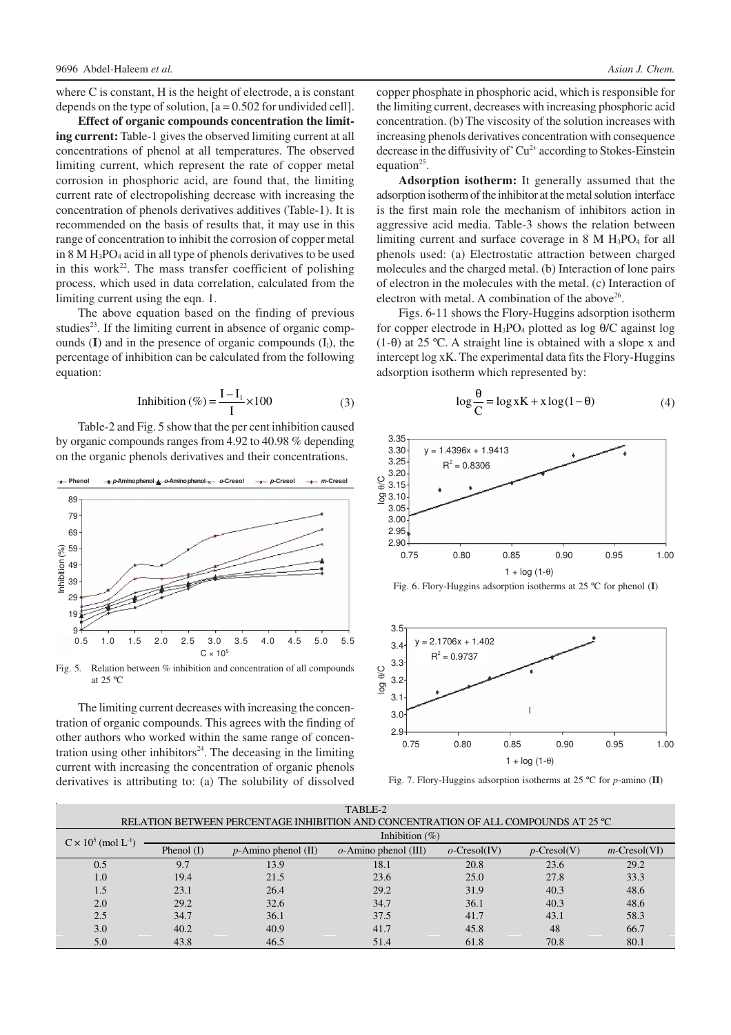where C is constant, H is the height of electrode, a is constant depends on the type of solution, [a = 0.502 for undivided cell].

**Effect of organic compounds concentration the limiting current:** Table-1 gives the observed limiting current at all concentrations of phenol at all temperatures. The observed limiting current, which represent the rate of copper metal corrosion in phosphoric acid, are found that, the limiting current rate of electropolishing decrease with increasing the concentration of phenols derivatives additives (Table-1). It is recommended on the basis of results that, it may use in this range of concentration to inhibit the corrosion of copper metal in 8 M $H_3PO_4$ acid in all type of phenols derivatives to be used in this work[22]. The mass transfer coefficient of polishing process, which used in data correlation, calculated from the limiting current using the eqn. 1.

The above equation based on the finding of previous studies[23]. If the limiting current in absence of organic compounds (**I**) and in the presence of organic compounds ($I_l$), the percentage of inhibition can be calculated from the following equation:

$$\text{Inhibition}\ (\%) = \frac{I - I_l}{I} \times 100 \tag{3}$$

Table-2 and Fig. 5 show that the per cent inhibition caused by organic compounds ranges from 4.92 to 40.98 % depending on the organic phenols derivatives and their concentrations.

Fig. 5. Relation between % inhibition and concentration of all compounds at 25 ºC

The limiting current decreases with increasing the concentration of organic compounds. This agrees with the finding of other authors who worked within the same range of concentration using other inhibitors[24]. The deceasing in the limiting current with increasing the concentration of organic phenols derivatives is attributing to: (a) The solubility of dissolved copper phosphate in phosphoric acid, which is responsible for the limiting current, decreases with increasing phosphoric acid concentration. (b) The viscosity of the solution increases with increasing phenols derivatives concentration with consequence decrease in the diffusivity of' $Cu^{2+}$ according to Stokes-Einstein equation[25].

**Adsorption isotherm:** It generally assumed that the adsorption isotherm of the inhibitor at the metal solution interface is the first main role the mechanism of inhibitors action in aggressive acid media. Table-3 shows the relation between limiting current and surface coverage in 8 M $H_3PO_4$ for all phenols used: (a) Electrostatic attraction between charged molecules and the charged metal. (b) Interaction of lone pairs of electron in the molecules with the metal. (c) Interaction of electron with metal. A combination of the above[26].

Figs. 6-11 shows the Flory-Huggins adsorption isotherm for copper electrode in $H_3PO_4$ plotted as log θ/C against log (1-θ) at 25 ºC. A straight line is obtained with a slope x and intercept log xK. The experimental data fits the Flory-Huggins adsorption isotherm which represented by:

$$\log\frac{\theta}{C} = \log xK + x\log(1-\theta) \tag{4}$$

Fig. 6. Flory-Huggins adsorption isotherms at 25 ºC for phenol (**I**)

Fig. 7. Flory-Huggins adsorption isotherms at 25 ºC for *p*-amino (**II**)

TABLE-2
RELATION BETWEEN PERCENTAGE INHIBITION AND CONCENTRATION OF ALL COMPOUNDS AT 25 ºC

| $C \times 10^5$ (mol $L^{-1}$) | Inhibition (%) | | | | | |
|---|---|---|---|---|---|---|
| | Phenol (I) | *p*-Amino phenol (II) | *o*-Amino phenol (III) | *o*-Cresol(IV) | *p*-Cresol(V) | *m*-Cresol(VI) |
| 0.5 | 9.7 | 13.9 | 18.1 | 20.8 | 23.6 | 29.2 |
| 1.0 | 19.4 | 21.5 | 23.6 | 25.0 | 27.8 | 33.3 |
| 1.5 | 23.1 | 26.4 | 29.2 | 31.9 | 40.3 | 48.6 |
| 2.0 | 29.2 | 32.6 | 34.7 | 36.1 | 40.3 | 48.6 |
| 2.5 | 34.7 | 36.1 | 37.5 | 41.7 | 43.1 | 58.3 |
| 3.0 | 40.2 | 40.9 | 41.7 | 45.8 | 48 | 66.7 |
| 5.0 | 43.8 | 46.5 | 51.4 | 61.8 | 70.8 | 80.1 |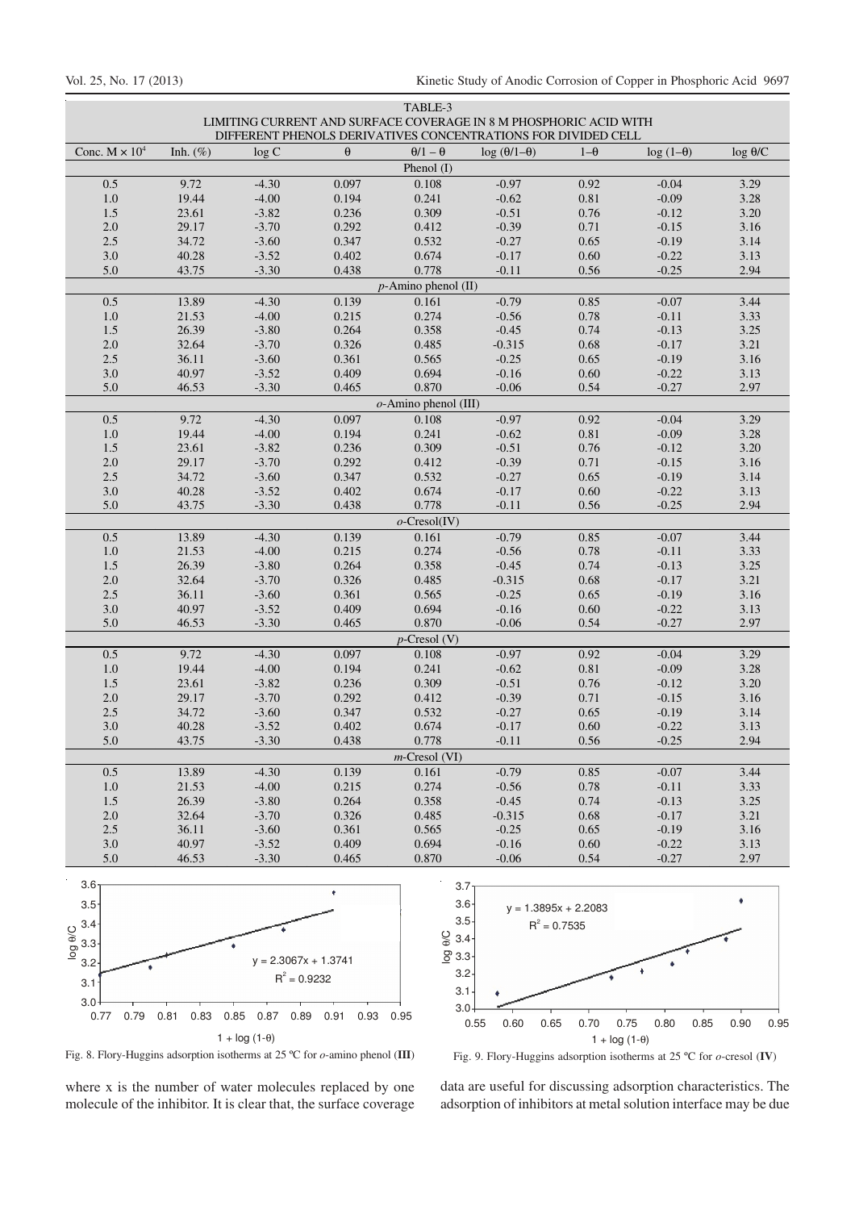TABLE-3
LIMITING CURRENT AND SURFACE COVERAGE IN 8 M PHOSPHORIC ACID WITH DIFFERENT PHENOLS DERIVATIVES CONCENTRATIONS FOR DIVIDED CELL

| Conc. M × $10^4$ | Inh. (%) | log C | θ | θ/1 – θ | log (θ/1–θ) | 1–θ | log (1–θ) | log θ/C |
|---|---|---|---|---|---|---|---|---|
| Phenol (I) | | | | | | | | |
| 0.5 | 9.72 | -4.30 | 0.097 | 0.108 | -0.97 | 0.92 | -0.04 | 3.29 |
| 1.0 | 19.44 | -4.00 | 0.194 | 0.241 | -0.62 | 0.81 | -0.09 | 3.28 |
| 1.5 | 23.61 | -3.82 | 0.236 | 0.309 | -0.51 | 0.76 | -0.12 | 3.20 |
| 2.0 | 29.17 | -3.70 | 0.292 | 0.412 | -0.39 | 0.71 | -0.15 | 3.16 |
| 2.5 | 34.72 | -3.60 | 0.347 | 0.532 | -0.27 | 0.65 | -0.19 | 3.14 |
| 3.0 | 40.28 | -3.52 | 0.402 | 0.674 | -0.17 | 0.60 | -0.22 | 3.13 |
| 5.0 | 43.75 | -3.30 | 0.438 | 0.778 | -0.11 | 0.56 | -0.25 | 2.94 |
| *p*-Amino phenol (II) | | | | | | | | |
| 0.5 | 13.89 | -4.30 | 0.139 | 0.161 | -0.79 | 0.85 | -0.07 | 3.44 |
| 1.0 | 21.53 | -4.00 | 0.215 | 0.274 | -0.56 | 0.78 | -0.11 | 3.33 |
| 1.5 | 26.39 | -3.80 | 0.264 | 0.358 | -0.45 | 0.74 | -0.13 | 3.25 |
| 2.0 | 32.64 | -3.70 | 0.326 | 0.485 | -0.315 | 0.68 | -0.17 | 3.21 |
| 2.5 | 36.11 | -3.60 | 0.361 | 0.565 | -0.25 | 0.65 | -0.19 | 3.16 |
| 3.0 | 40.97 | -3.52 | 0.409 | 0.694 | -0.16 | 0.60 | -0.22 | 3.13 |
| 5.0 | 46.53 | -3.30 | 0.465 | 0.870 | -0.06 | 0.54 | -0.27 | 2.97 |
| *o*-Amino phenol (III) | | | | | | | | |
| 0.5 | 9.72 | -4.30 | 0.097 | 0.108 | -0.97 | 0.92 | -0.04 | 3.29 |
| 1.0 | 19.44 | -4.00 | 0.194 | 0.241 | -0.62 | 0.81 | -0.09 | 3.28 |
| 1.5 | 23.61 | -3.82 | 0.236 | 0.309 | -0.51 | 0.76 | -0.12 | 3.20 |
| 2.0 | 29.17 | -3.70 | 0.292 | 0.412 | -0.39 | 0.71 | -0.15 | 3.16 |
| 2.5 | 34.72 | -3.60 | 0.347 | 0.532 | -0.27 | 0.65 | -0.19 | 3.14 |
| 3.0 | 40.28 | -3.52 | 0.402 | 0.674 | -0.17 | 0.60 | -0.22 | 3.13 |
| 5.0 | 43.75 | -3.30 | 0.438 | 0.778 | -0.11 | 0.56 | -0.25 | 2.94 |
| *o*-Cresol(IV) | | | | | | | | |
| 0.5 | 13.89 | -4.30 | 0.139 | 0.161 | -0.79 | 0.85 | -0.07 | 3.44 |
| 1.0 | 21.53 | -4.00 | 0.215 | 0.274 | -0.56 | 0.78 | -0.11 | 3.33 |
| 1.5 | 26.39 | -3.80 | 0.264 | 0.358 | -0.45 | 0.74 | -0.13 | 3.25 |
| 2.0 | 32.64 | -3.70 | 0.326 | 0.485 | -0.315 | 0.68 | -0.17 | 3.21 |
| 2.5 | 36.11 | -3.60 | 0.361 | 0.565 | -0.25 | 0.65 | -0.19 | 3.16 |
| 3.0 | 40.97 | -3.52 | 0.409 | 0.694 | -0.16 | 0.60 | -0.22 | 3.13 |
| 5.0 | 46.53 | -3.30 | 0.465 | 0.870 | -0.06 | 0.54 | -0.27 | 2.97 |
| *p*-Cresol (V) | | | | | | | | |
| 0.5 | 9.72 | -4.30 | 0.097 | 0.108 | -0.97 | 0.92 | -0.04 | 3.29 |
| 1.0 | 19.44 | -4.00 | 0.194 | 0.241 | -0.62 | 0.81 | -0.09 | 3.28 |
| 1.5 | 23.61 | -3.82 | 0.236 | 0.309 | -0.51 | 0.76 | -0.12 | 3.20 |
| 2.0 | 29.17 | -3.70 | 0.292 | 0.412 | -0.39 | 0.71 | -0.15 | 3.16 |
| 2.5 | 34.72 | -3.60 | 0.347 | 0.532 | -0.27 | 0.65 | -0.19 | 3.14 |
| 3.0 | 40.28 | -3.52 | 0.402 | 0.674 | -0.17 | 0.60 | -0.22 | 3.13 |
| 5.0 | 43.75 | -3.30 | 0.438 | 0.778 | -0.11 | 0.56 | -0.25 | 2.94 |
| *m*-Cresol (VI) | | | | | | | | |
| 0.5 | 13.89 | -4.30 | 0.139 | 0.161 | -0.79 | 0.85 | -0.07 | 3.44 |
| 1.0 | 21.53 | -4.00 | 0.215 | 0.274 | -0.56 | 0.78 | -0.11 | 3.33 |
| 1.5 | 26.39 | -3.80 | 0.264 | 0.358 | -0.45 | 0.74 | -0.13 | 3.25 |
| 2.0 | 32.64 | -3.70 | 0.326 | 0.485 | -0.315 | 0.68 | -0.17 | 3.21 |
| 2.5 | 36.11 | -3.60 | 0.361 | 0.565 | -0.25 | 0.65 | -0.19 | 3.16 |
| 3.0 | 40.97 | -3.52 | 0.409 | 0.694 | -0.16 | 0.60 | -0.22 | 3.13 |
| 5.0 | 46.53 | -3.30 | 0.465 | 0.870 | -0.06 | 0.54 | -0.27 | 2.97 |

Fig. 8. Flory-Huggins adsorption isotherms at 25 ºC for *o*-amino phenol (**III**)

Fig. 9. Flory-Huggins adsorption isotherms at 25 ºC for *o*-cresol (**IV**)

where x is the number of water molecules replaced by one molecule of the inhibitor. It is clear that, the surface coverage data are useful for discussing adsorption characteristics. The adsorption of inhibitors at metal solution interface may be due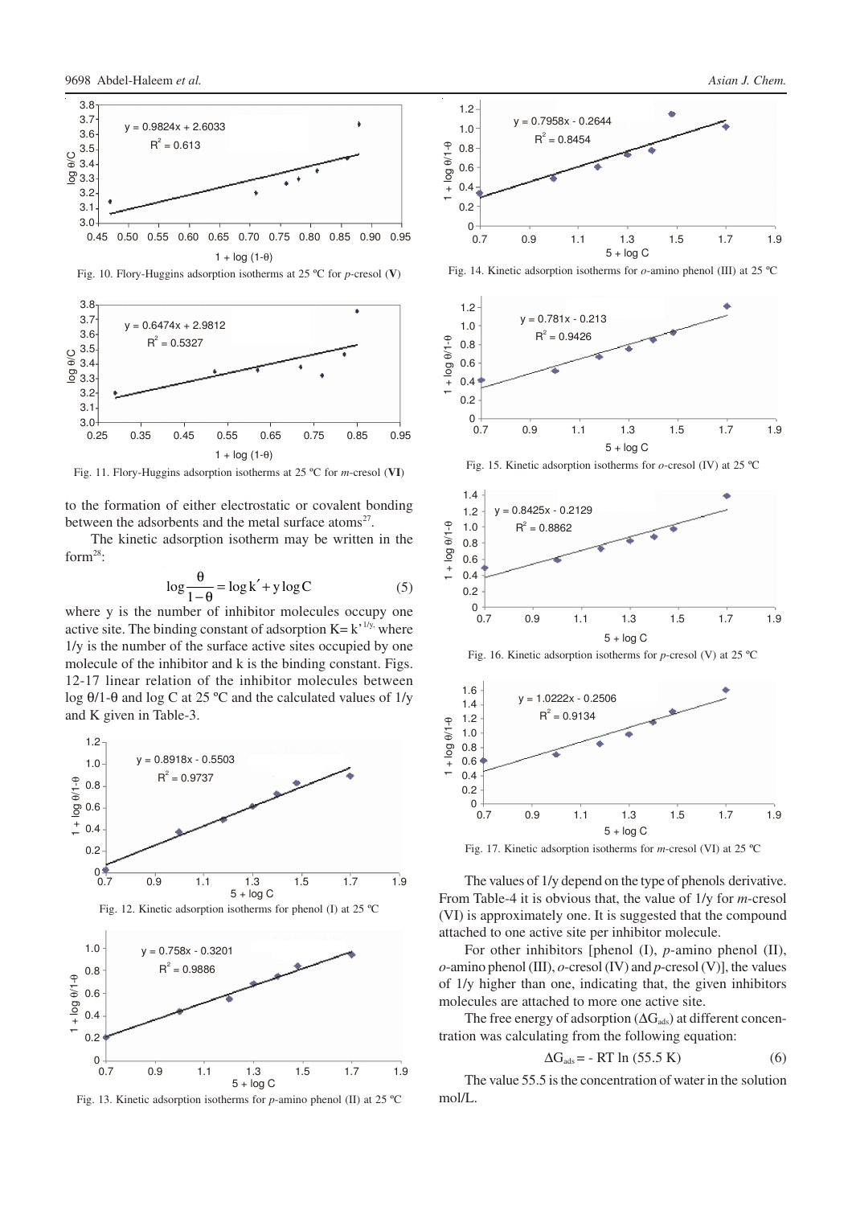Fig. 10. Flory-Huggins adsorption isotherms at 25 ºC for *p*-cresol (**V**)

Fig. 11. Flory-Huggins adsorption isotherms at 25 ºC for *m*-cresol (**VI**)

to the formation of either electrostatic or covalent bonding between the adsorbents and the metal surface atoms[27].

The kinetic adsorption isotherm may be written in the form[28]:

$$\log \frac{\theta}{1-\theta} = \log k' + y \log C \qquad (5)$$

where y is the number of inhibitor molecules occupy one active site. The binding constant of adsorption $K = k'^{1/y}$, where 1/y is the number of the surface active sites occupied by one molecule of the inhibitor and k is the binding constant. Figs. 12-17 linear relation of the inhibitor molecules between log θ/1-θ and log C at 25 ºC and the calculated values of 1/y and K given in Table-3.

Fig. 12. Kinetic adsorption isotherms for phenol (I) at 25 ºC

Fig. 13. Kinetic adsorption isotherms for *p*-amino phenol (II) at 25 ºC

Fig. 14. Kinetic adsorption isotherms for *o*-amino phenol (III) at 25 ºC

Fig. 15. Kinetic adsorption isotherms for *o*-cresol (IV) at 25 ºC

Fig. 16. Kinetic adsorption isotherms for *p*-cresol (V) at 25 ºC

Fig. 17. Kinetic adsorption isotherms for *m*-cresol (VI) at 25 ºC

The values of 1/y depend on the type of phenols derivative. From Table-4 it is obvious that, the value of 1/y for *m*-cresol (VI) is approximately one. It is suggested that the compound attached to one active site per inhibitor molecule.

For other inhibitors [phenol (I), *p*-amino phenol (II), *o*-amino phenol (III), *o*-cresol (IV) and *p*-cresol (V)], the values of 1/y higher than one, indicating that, the given inhibitors molecules are attached to more one active site.

The free energy of adsorption ($\Delta G_{ads}$) at different concentration was calculating from the following equation:

$$\Delta G_{ads} = -RT \ln (55.5\ K) \qquad (6)$$

The value 55.5 is the concentration of water in the solution mol/L.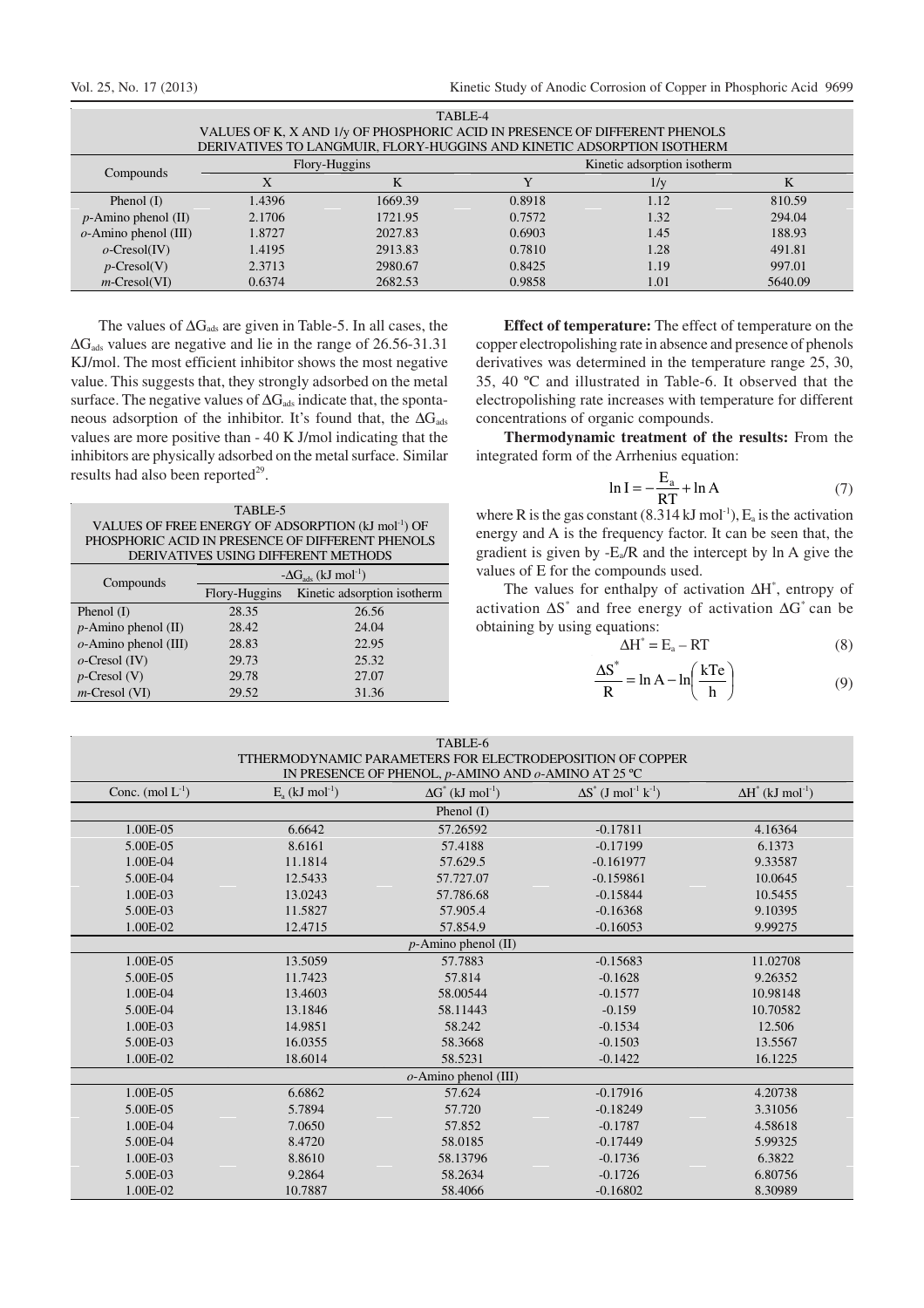TABLE-4
VALUES OF K, X AND 1/y OF PHOSPHORIC ACID IN PRESENCE OF DIFFERENT PHENOLS DERIVATIVES TO LANGMUIR, FLORY-HUGGINS AND KINETIC ADSORPTION ISOTHERM

| Compounds | Flory-Huggins | | Kinetic adsorption isotherm | | |
|---|---|---|---|---|---|
| | X | K | Y | 1/y | K |
| Phenol (I) | 1.4396 | 1669.39 | 0.8918 | 1.12 | 810.59 |
| *p*-Amino phenol (II) | 2.1706 | 1721.95 | 0.7572 | 1.32 | 294.04 |
| *o*-Amino phenol (III) | 1.8727 | 2027.83 | 0.6903 | 1.45 | 188.93 |
| *o*-Cresol(IV) | 1.4195 | 2913.83 | 0.7810 | 1.28 | 491.81 |
| *p*-Cresol(V) | 2.3713 | 2980.67 | 0.8425 | 1.19 | 997.01 |
| *m*-Cresol(VI) | 0.6374 | 2682.53 | 0.9858 | 1.01 | 5640.09 |

The values of $\Delta G_{ads}$ are given in Table-5. In all cases, the $\Delta G_{ads}$ values are negative and lie in the range of 26.56-31.31 KJ/mol. The most efficient inhibitor shows the most negative value. This suggests that, they strongly adsorbed on the metal surface. The negative values of $\Delta G_{ads}$ indicate that, the spontaneous adsorption of the inhibitor. It's found that, the $\Delta G_{ads}$ values are more positive than - 40 K J/mol indicating that the inhibitors are physically adsorbed on the metal surface. Similar results had also been reported[29].

TABLE-5
VALUES OF FREE ENERGY OF ADSORPTION (kJ mol$^{-1}$) OF PHOSPHORIC ACID IN PRESENCE OF DIFFERENT PHENOLS DERIVATIVES USING DIFFERENT METHODS

| Compounds | $-\Delta G_{ads}$ (kJ mol$^{-1}$) | |
|---|---|---|
| | Flory-Huggins | Kinetic adsorption isotherm |
| Phenol (I) | 28.35 | 26.56 |
| *p*-Amino phenol (II) | 28.42 | 24.04 |
| *o*-Amino phenol (III) | 28.83 | 22.95 |
| *o*-Cresol (IV) | 29.73 | 25.32 |
| *p*-Cresol (V) | 29.78 | 27.07 |
| *m*-Cresol (VI) | 29.52 | 31.36 |

**Effect of temperature:** The effect of temperature on the copper electropolishing rate in absence and presence of phenols derivatives was determined in the temperature range 25, 30, 35, 40 ºC and illustrated in Table-6. It observed that the electropolishing rate increases with temperature for different concentrations of organic compounds.

**Thermodynamic treatment of the results:** From the integrated form of the Arrhenius equation:

$$\ln I = -\frac{E_a}{RT} + \ln A \tag{7}$$

where R is the gas constant (8.314 kJ mol$^{-1}$), $E_a$ is the activation energy and A is the frequency factor. It can be seen that, the gradient is given by $-E_a/R$ and the intercept by ln A give the values of E for the compounds used.

The values for enthalpy of activation $\Delta H^*$, entropy of activation $\Delta S^*$ and free energy of activation $\Delta G^*$ can be obtaining by using equations:

$$\Delta H^* = E_a - RT \tag{8}$$

$$\frac{\Delta S^*}{R} = \ln A - \ln\left(\frac{kTe}{h}\right) \tag{9}$$

TABLE-6
TTHERMODYNAMIC PARAMETERS FOR ELECTRODEPOSITION OF COPPER IN PRESENCE OF PHENOL, *p*-AMINO AND *o*-AMINO AT 25 ºC

| Conc. (mol L$^{-1}$) | $E_a$ (kJ mol$^{-1}$) | $\Delta G^*$ (kJ mol$^{-1}$) | $\Delta S^*$ (J mol$^{-1}$ k$^{-1}$) | $\Delta H^*$ (kJ mol$^{-1}$) |
|---|---|---|---|---|
| | | Phenol (I) | | |
| 1.00E-05 | 6.6642 | 57.26592 | -0.17811 | 4.16364 |
| 5.00E-05 | 8.6161 | 57.4188 | -0.17199 | 6.1373 |
| 1.00E-04 | 11.1814 | 57.629.5 | -0.161977 | 9.33587 |
| 5.00E-04 | 12.5433 | 57.727.07 | -0.159861 | 10.0645 |
| 1.00E-03 | 13.0243 | 57.786.68 | -0.15844 | 10.5455 |
| 5.00E-03 | 11.5827 | 57.905.4 | -0.16368 | 9.10395 |
| 1.00E-02 | 12.4715 | 57.854.9 | -0.16053 | 9.99275 |
| | | *p*-Amino phenol (II) | | |
| 1.00E-05 | 13.5059 | 57.7883 | -0.15683 | 11.02708 |
| 5.00E-05 | 11.7423 | 57.814 | -0.1628 | 9.26352 |
| 1.00E-04 | 13.4603 | 58.00544 | -0.1577 | 10.98148 |
| 5.00E-04 | 13.1846 | 58.11443 | -0.159 | 10.70582 |
| 1.00E-03 | 14.9851 | 58.242 | -0.1534 | 12.506 |
| 5.00E-03 | 16.0355 | 58.3668 | -0.1503 | 13.5567 |
| 1.00E-02 | 18.6014 | 58.5231 | -0.1422 | 16.1225 |
| | | *o*-Amino phenol (III) | | |
| 1.00E-05 | 6.6862 | 57.624 | -0.17916 | 4.20738 |
| 5.00E-05 | 5.7894 | 57.720 | -0.18249 | 3.31056 |
| 1.00E-04 | 7.0650 | 57.852 | -0.1787 | 4.58618 |
| 5.00E-04 | 8.4720 | 58.0185 | -0.17449 | 5.99325 |
| 1.00E-03 | 8.8610 | 58.13796 | -0.1736 | 6.3822 |
| 5.00E-03 | 9.2864 | 58.2634 | -0.1726 | 6.80756 |
| 1.00E-02 | 10.7887 | 58.4066 | -0.16802 | 8.30989 |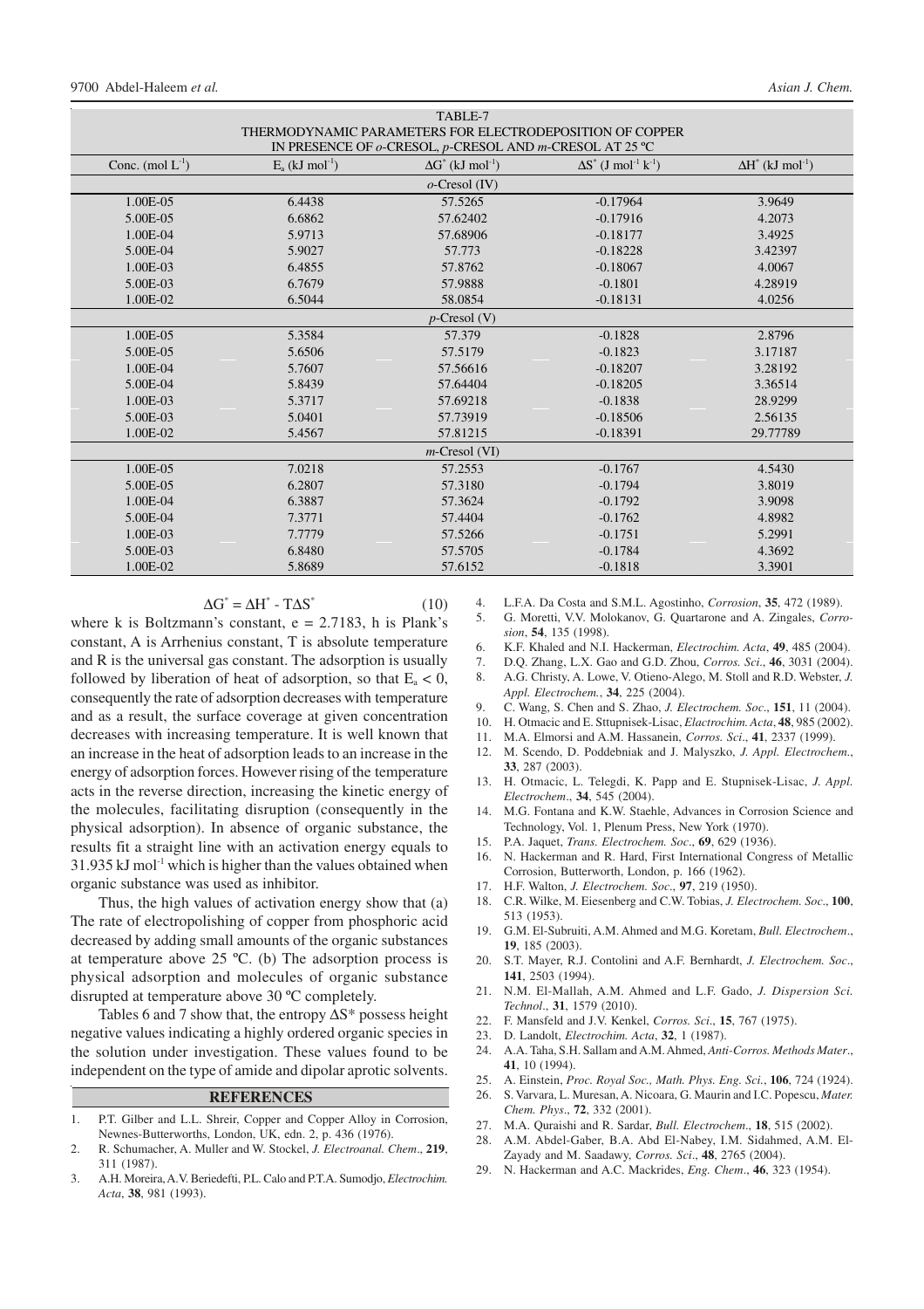TABLE-7
THERMODYNAMIC PARAMETERS FOR ELECTRODEPOSITION OF COPPER IN PRESENCE OF *o*-CRESOL, *p*-CRESOL AND *m*-CRESOL AT 25 ºC

| Conc. (mol $L^{-1}$) | $E_a$ (kJ $mol^{-1}$) | $\Delta G^*$ (kJ $mol^{-1}$) | $\Delta S^*$ (J $mol^{-1}$ $k^{-1}$) | $\Delta H^*$ (kJ $mol^{-1}$) |
|---|---|---|---|---|
| | | *o*-Cresol (IV) | | |
| 1.00E-05 | 6.4438 | 57.5265 | -0.17964 | 3.9649 |
| 5.00E-05 | 6.6862 | 57.62402 | -0.17916 | 4.2073 |
| 1.00E-04 | 5.9713 | 57.68906 | -0.18177 | 3.4925 |
| 5.00E-04 | 5.9027 | 57.773 | -0.18228 | 3.42397 |
| 1.00E-03 | 6.4855 | 57.8762 | -0.18067 | 4.0067 |
| 5.00E-03 | 6.7679 | 57.9888 | -0.1801 | 4.28919 |
| 1.00E-02 | 6.5044 | 58.0854 | -0.18131 | 4.0256 |
| | | *p*-Cresol (V) | | |
| 1.00E-05 | 5.3584 | 57.379 | -0.1828 | 2.8796 |
| 5.00E-05 | 5.6506 | 57.5179 | -0.1823 | 3.17187 |
| 1.00E-04 | 5.7607 | 57.56616 | -0.18207 | 3.28192 |
| 5.00E-04 | 5.8439 | 57.64404 | -0.18205 | 3.36514 |
| 1.00E-03 | 5.3717 | 57.69218 | -0.1838 | 28.9299 |
| 5.00E-03 | 5.0401 | 57.73919 | -0.18506 | 2.56135 |
| 1.00E-02 | 5.4567 | 57.81215 | -0.18391 | 29.77789 |
| | | *m*-Cresol (VI) | | |
| 1.00E-05 | 7.0218 | 57.2553 | -0.1767 | 4.5430 |
| 5.00E-05 | 6.2807 | 57.3180 | -0.1794 | 3.8019 |
| 1.00E-04 | 6.3887 | 57.3624 | -0.1792 | 3.9098 |
| 5.00E-04 | 7.3771 | 57.4404 | -0.1762 | 4.8982 |
| 1.00E-03 | 7.7779 | 57.5266 | -0.1751 | 5.2991 |
| 5.00E-03 | 6.8480 | 57.5705 | -0.1784 | 4.3692 |
| 1.00E-02 | 5.8689 | 57.6152 | -0.1818 | 3.3901 |

$$\Delta G^* = \Delta H^* - T\Delta S^* \qquad (10)$$

where k is Boltzmann's constant, e = 2.7183, h is Plank's constant, A is Arrhenius constant, T is absolute temperature and R is the universal gas constant. The adsorption is usually followed by liberation of heat of adsorption, so that $E_a < 0$, consequently the rate of adsorption decreases with temperature and as a result, the surface coverage at given concentration decreases with increasing temperature. It is well known that an increase in the heat of adsorption leads to an increase in the energy of adsorption forces. However rising of the temperature acts in the reverse direction, increasing the kinetic energy of the molecules, facilitating disruption (consequently in the physical adsorption). In absence of organic substance, the results fit a straight line with an activation energy equals to 31.935 kJ $mol^{-1}$ which is higher than the values obtained when organic substance was used as inhibitor.

Thus, the high values of activation energy show that (a) The rate of electropolishing of copper from phosphoric acid decreased by adding small amounts of the organic substances at temperature above 25 ºC. (b) The adsorption process is physical adsorption and molecules of organic substance disrupted at temperature above 30 ºC completely.

Tables 6 and 7 show that, the entropy $\Delta S^*$ possess height negative values indicating a highly ordered organic species in the solution under investigation. These values found to be independent on the type of amide and dipolar aprotic solvents.

## REFERENCES

1. P.T. Gilber and L.L. Shreir, Copper and Copper Alloy in Corrosion, Newnes-Butterworths, London, UK, edn. 2, p. 436 (1976).
2. R. Schumacher, A. Muller and W. Stockel, *J. Electroanal. Chem*., **219**, 311 (1987).
3. A.H. Moreira, A.V. Beriedefti, P.L. Calo and P.T.A. Sumodjo, *Electrochim. Acta*, **38**, 981 (1993).
4. L.F.A. Da Costa and S.M.L. Agostinho, *Corrosion*, **35**, 472 (1989).
5. G. Moretti, V.V. Molokanov, G. Quartarone and A. Zingales, *Corrosion*, **54**, 135 (1998).
6. K.F. Khaled and N.I. Hackerman, *Electrochim. Acta*, **49**, 485 (2004).
7. D.Q. Zhang, L.X. Gao and G.D. Zhou, *Corros. Sci*., **46**, 3031 (2004).
8. A.G. Christy, A. Lowe, V. Otieno-Alego, M. Stoll and R.D. Webster, *J. Appl. Electrochem.*, **34**, 225 (2004).
9. C. Wang, S. Chen and S. Zhao, *J. Electrochem. Soc*., **151**, 11 (2004).
10. H. Otmacic and E. Sttupnisek-Lisac, *Elactrochim. Acta*, **48**, 985 (2002).
11. M.A. Elmorsi and A.M. Hassanein, *Corros. Sci*., **41**, 2337 (1999).
12. M. Scendo, D. Poddebniak and J. Malyszko, *J. Appl. Electrochem*., **33**, 287 (2003).
13. H. Otmacic, L. Telegdi, K. Papp and E. Stupnisek-Lisac, *J. Appl. Electrochem*., **34**, 545 (2004).
14. M.G. Fontana and K.W. Staehle, Advances in Corrosion Science and Technology, Vol. 1, Plenum Press, New York (1970).
15. P.A. Jaquet, *Trans. Electrochem. Soc*., **69**, 629 (1936).
16. N. Hackerman and R. Hard, First International Congress of Metallic Corrosion, Butterworth, London, p. 166 (1962).
17. H.F. Walton, *J. Electrochem. Soc*., **97**, 219 (1950).
18. C.R. Wilke, M. Eiesenberg and C.W. Tobias, *J. Electrochem. Soc*., **100**, 513 (1953).
19. G.M. El-Subruiti, A.M. Ahmed and M.G. Koretam, *Bull. Electrochem*., **19**, 185 (2003).
20. S.T. Mayer, R.J. Contolini and A.F. Bernhardt, *J. Electrochem. Soc*., **141**, 2503 (1994).
21. N.M. El-Mallah, A.M. Ahmed and L.F. Gado, *J. Dispersion Sci. Technol*., **31**, 1579 (2010).
22. F. Mansfeld and J.V. Kenkel, *Corros. Sci*., **15**, 767 (1975).
23. D. Landolt, *Electrochim. Acta*, **32**, 1 (1987).
24. A.A. Taha, S.H. Sallam and A.M. Ahmed, *Anti-Corros. Methods Mater*., **41**, 10 (1994).
25. A. Einstein, *Proc. Royal Soc., Math. Phys. Eng. Sci.*, **106**, 724 (1924).
26. S. Varvara, L. Muresan, A. Nicoara, G. Maurin and I.C. Popescu, *Mater. Chem. Phys*., **72**, 332 (2001).
27. M.A. Quraishi and R. Sardar, *Bull. Electrochem*., **18**, 515 (2002).
28. A.M. Abdel-Gaber, B.A. Abd El-Nabey, I.M. Sidahmed, A.M. El-Zayady and M. Saadawy, *Corros. Sci*., **48**, 2765 (2004).
29. N. Hackerman and A.C. Mackrides, *Eng. Chem*., **46**, 323 (1954).